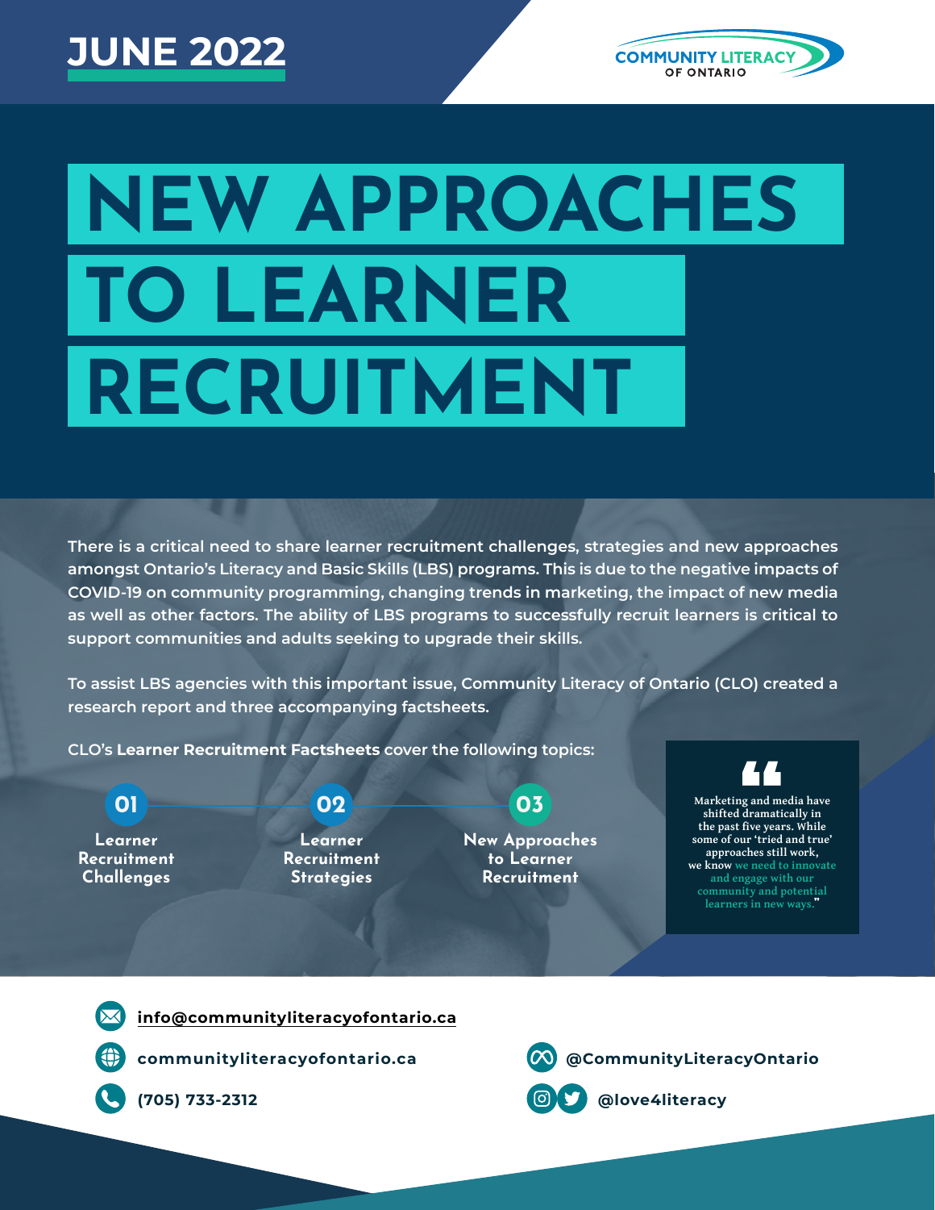JUNE 2022

COMMUNITY LITERACY OF ONTARIO

# NEW APPROACHES TO LEARNER RECRUITMENT

There is a critical need to share learner recruitment challenges, strategies and new approaches amongst Ontario's Literacy and Basic Skills (LBS) programs. This is due to the negative impacts of COVID-19 on community programming, changing trends in marketing, the impact of new media as well as other factors. The ability of LBS programs to successfully recruit learners is critical to support communities and adults seeking to upgrade their skills.

To assist LBS agencies with this important issue, Community Literacy of Ontario (CLO) created a research report and three accompanying factsheets.

CLO's **Learner Recruitment Factsheets** cover the following topics:

- **01** Learner Recruitment Challenges
- **02** Learner Recruitment Strategies
- **03** New Approaches to Learner Recruitment

> "Marketing and media have shifted dramatically in the past five years. While some of our 'tried and true' approaches still work, we know we need to innovate and engage with our community and potential learners in new ways."

info@communityliteracyofontario.ca

communityliteracyofontario.ca

(705) 733-2312

@CommunityLiteracyOntario

@love4literacy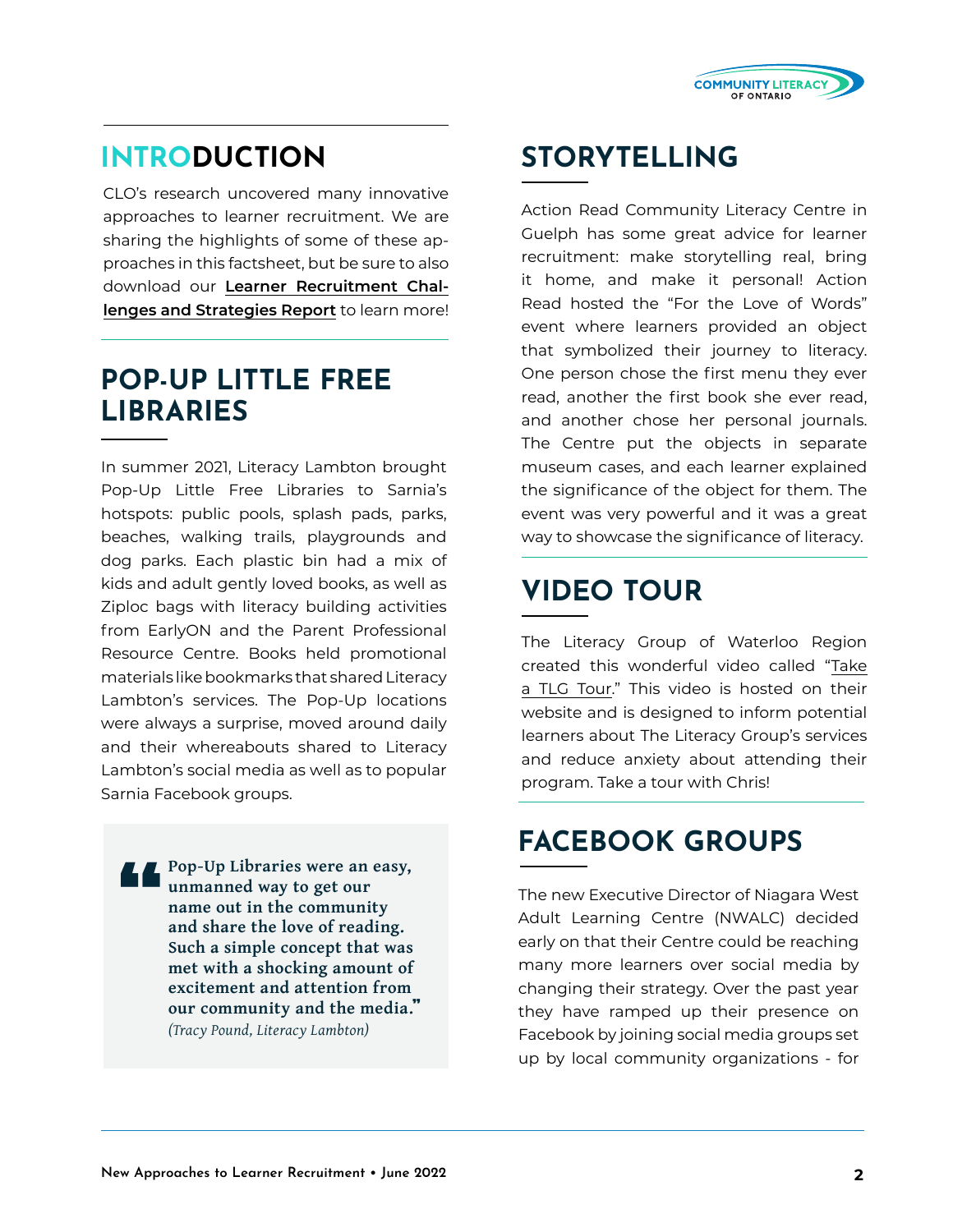## INTRODUCTION

CLO's research uncovered many innovative approaches to learner recruitment. We are sharing the highlights of some of these approaches in this factsheet, but be sure to also download our **Learner Recruitment Challenges and Strategies Report** to learn more!

## POP-UP LITTLE FREE LIBRARIES

In summer 2021, Literacy Lambton brought Pop-Up Little Free Libraries to Sarnia's hotspots: public pools, splash pads, parks, beaches, walking trails, playgrounds and dog parks. Each plastic bin had a mix of kids and adult gently loved books, as well as Ziploc bags with literacy building activities from EarlyON and the Parent Professional Resource Centre. Books held promotional materials like bookmarks that shared Literacy Lambton's services. The Pop-Up locations were always a surprise, moved around daily and their whereabouts shared to Literacy Lambton's social media as well as to popular Sarnia Facebook groups.

> **"Pop-Up Libraries were an easy, unmanned way to get our name out in the community and share the love of reading. Such a simple concept that was met with a shocking amount of excitement and attention from our community and the media."**
> *(Tracy Pound, Literacy Lambton)*

## STORYTELLING

Action Read Community Literacy Centre in Guelph has some great advice for learner recruitment: make storytelling real, bring it home, and make it personal! Action Read hosted the "For the Love of Words" event where learners provided an object that symbolized their journey to literacy. One person chose the first menu they ever read, another the first book she ever read, and another chose her personal journals. The Centre put the objects in separate museum cases, and each learner explained the significance of the object for them. The event was very powerful and it was a great way to showcase the significance of literacy.

## VIDEO TOUR

The Literacy Group of Waterloo Region created this wonderful video called "Take a TLG Tour." This video is hosted on their website and is designed to inform potential learners about The Literacy Group's services and reduce anxiety about attending their program. Take a tour with Chris!

## FACEBOOK GROUPS

The new Executive Director of Niagara West Adult Learning Centre (NWALC) decided early on that their Centre could be reaching many more learners over social media by changing their strategy. Over the past year they have ramped up their presence on Facebook by joining social media groups set up by local community organizations - for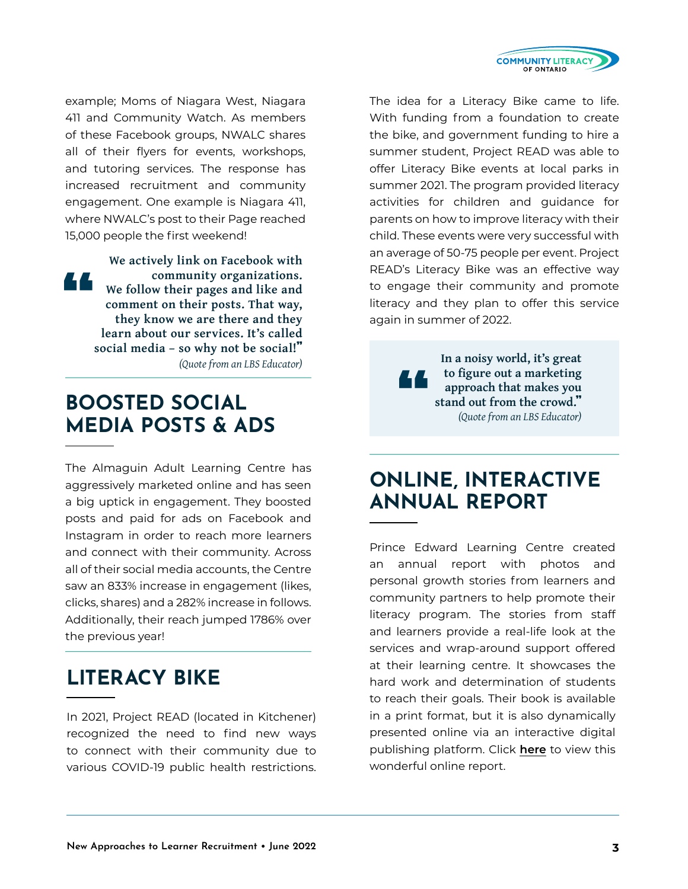example; Moms of Niagara West, Niagara 411 and Community Watch. As members of these Facebook groups, NWALC shares all of their flyers for events, workshops, and tutoring services. The response has increased recruitment and community engagement. One example is Niagara 411, where NWALC's post to their Page reached 15,000 people the first weekend!

> **We actively link on Facebook with community organizations. We follow their pages and like and comment on their posts. That way, they know we are there and they learn about our services. It's called social media – so why not be social!"**
>
> *(Quote from an LBS Educator)*

## BOOSTED SOCIAL MEDIA POSTS & ADS

The Almaguin Adult Learning Centre has aggressively marketed online and has seen a big uptick in engagement. They boosted posts and paid for ads on Facebook and Instagram in order to reach more learners and connect with their community. Across all of their social media accounts, the Centre saw an 833% increase in engagement (likes, clicks, shares) and a 282% increase in follows. Additionally, their reach jumped 1786% over the previous year!

## LITERACY BIKE

In 2021, Project READ (located in Kitchener) recognized the need to find new ways to connect with their community due to various COVID-19 public health restrictions. The idea for a Literacy Bike came to life. With funding from a foundation to create the bike, and government funding to hire a summer student, Project READ was able to offer Literacy Bike events at local parks in summer 2021. The program provided literacy activities for children and guidance for parents on how to improve literacy with their child. These events were very successful with an average of 50-75 people per event. Project READ's Literacy Bike was an effective way to engage their community and promote literacy and they plan to offer this service again in summer of 2022.

> **In a noisy world, it's great to figure out a marketing approach that makes you stand out from the crowd."**
>
> *(Quote from an LBS Educator)*

## ONLINE, INTERACTIVE ANNUAL REPORT

Prince Edward Learning Centre created an annual report with photos and personal growth stories from learners and community partners to help promote their literacy program. The stories from staff and learners provide a real-life look at the services and wrap-around support offered at their learning centre. It showcases the hard work and determination of students to reach their goals. Their book is available in a print format, but it is also dynamically presented online via an interactive digital publishing platform. Click **here** to view this wonderful online report.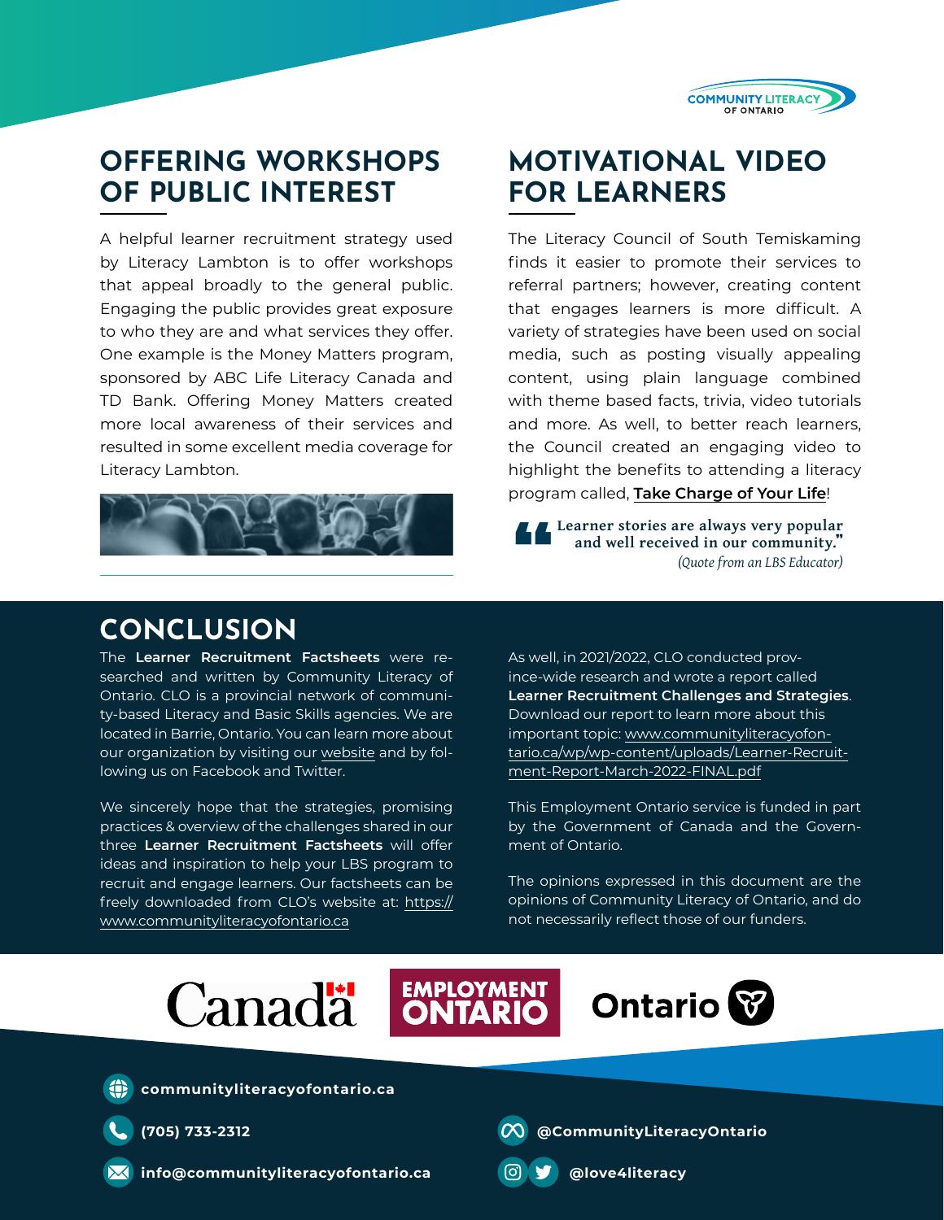## OFFERING WORKSHOPS OF PUBLIC INTEREST

A helpful learner recruitment strategy used by Literacy Lambton is to offer workshops that appeal broadly to the general public. Engaging the public provides great exposure to who they are and what services they offer. One example is the Money Matters program, sponsored by ABC Life Literacy Canada and TD Bank. Offering Money Matters created more local awareness of their services and resulted in some excellent media coverage for Literacy Lambton.

## MOTIVATIONAL VIDEO FOR LEARNERS

The Literacy Council of South Temiskaming finds it easier to promote their services to referral partners; however, creating content that engages learners is more difficult. A variety of strategies have been used on social media, such as posting visually appealing content, using plain language combined with theme based facts, trivia, video tutorials and more. As well, to better reach learners, the Council created an engaging video to highlight the benefits to attending a literacy program called, **Take Charge of Your Life**!

> "Learner stories are always very popular and well received in our community."
> *(Quote from an LBS Educator)*

## CONCLUSION

The **Learner Recruitment Factsheets** were researched and written by Community Literacy of Ontario. CLO is a provincial network of community-based Literacy and Basic Skills agencies. We are located in Barrie, Ontario. You can learn more about our organization by visiting our website and by following us on Facebook and Twitter.

We sincerely hope that the strategies, promising practices & overview of the challenges shared in our three **Learner Recruitment Factsheets** will offer ideas and inspiration to help your LBS program to recruit and engage learners. Our factsheets can be freely downloaded from CLO's website at: https://www.communityliteracyofontario.ca

As well, in 2021/2022, CLO conducted province-wide research and wrote a report called **Learner Recruitment Challenges and Strategies**. Download our report to learn more about this important topic: www.communityliteracyofontario.ca/wp/wp-content/uploads/Learner-Recruitment-Report-March-2022-FINAL.pdf

This Employment Ontario service is funded in part by the Government of Canada and the Government of Ontario.

The opinions expressed in this document are the opinions of Community Literacy of Ontario, and do not necessarily reflect those of our funders.

Canada | EMPLOYMENT ONTARIO | Ontario

communityliteracyofontario.ca

(705) 733-2312

info@communityliteracyofontario.ca

@CommunityLiteracyOntario

@love4literacy